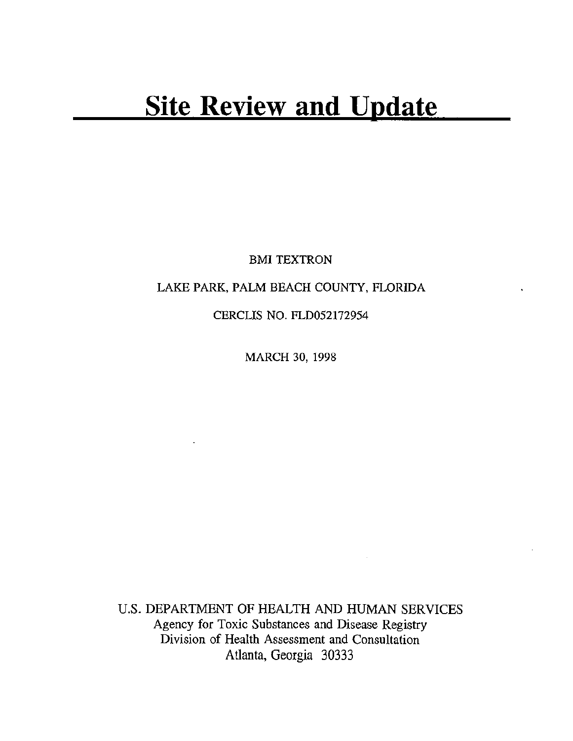# Site Review and Update

BMI TEXTRON

LAKE PARK, PALM BEACH COUNTY, FLORIDA

CERCLIS NO. FLD052172954

MARCH 30, 1998

U.S. DEPARTMENT OF HEALTH AND HUMAN SERVICES
Agency for Toxic Substances and Disease Registry
Division of Health Assessment and Consultation
Atlanta, Georgia 30333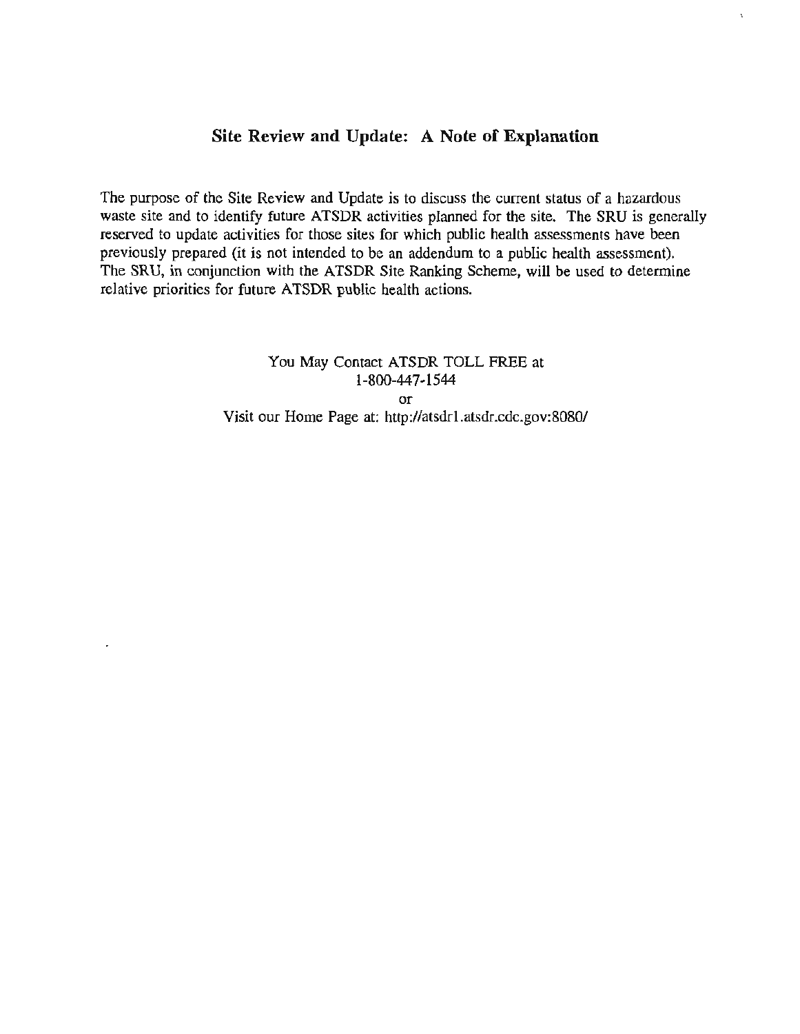## Site Review and Update: A Note of Explanation

The purpose of the Site Review and Update is to discuss the current status of a hazardous waste site and to identify future ATSDR activities planned for the site. The SRU is generally reserved to update activities for those sites for which public health assessments have been previously prepared (it is not intended to be an addendum to a public health assessment). The SRU, in conjunction with the ATSDR Site Ranking Scheme, will be used to determine relative priorities for future ATSDR public health actions.

You May Contact ATSDR TOLL FREE at
1-800-447-1544
or
Visit our Home Page at: http://atsdr1.atsdr.cdc.gov:8080/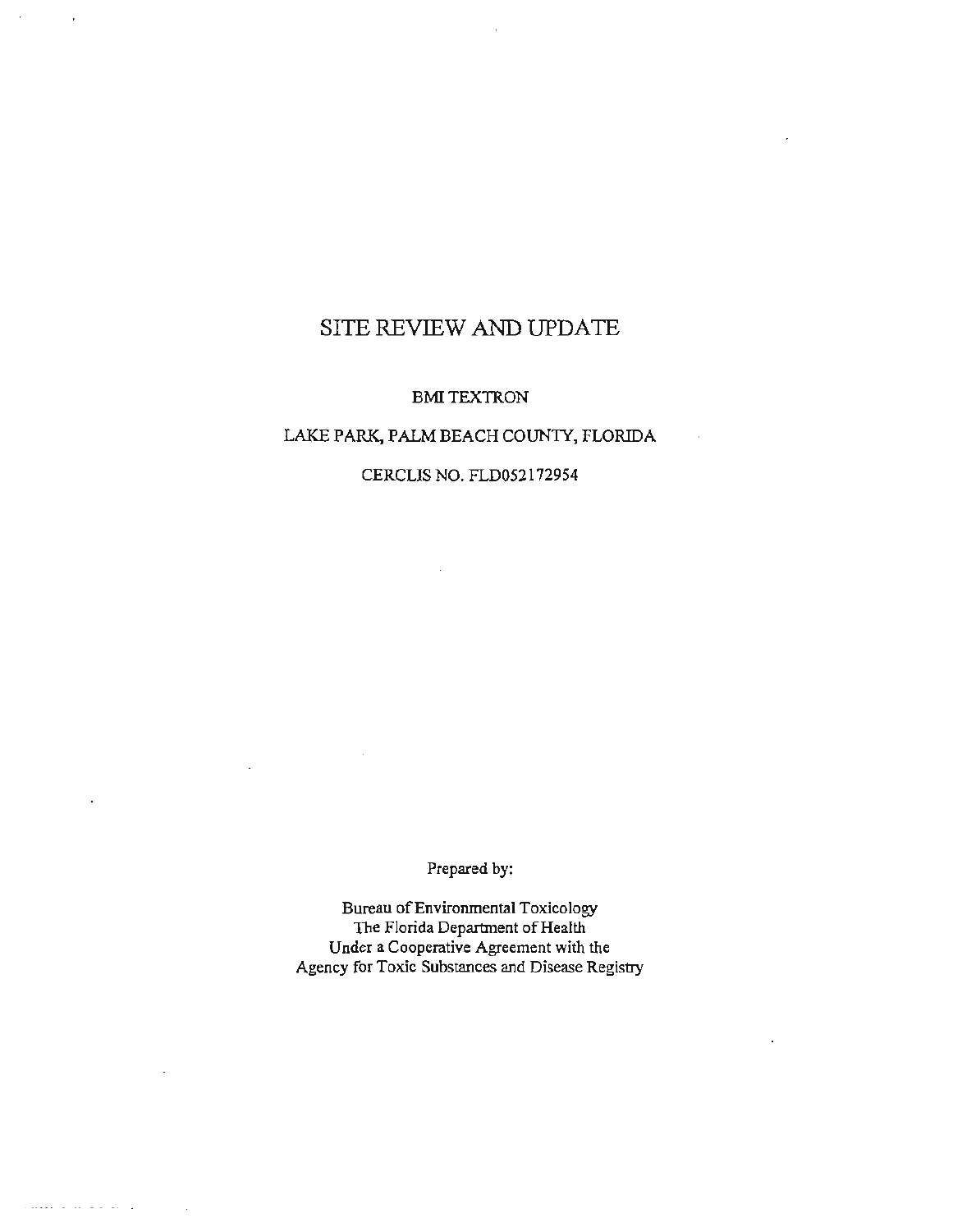# SITE REVIEW AND UPDATE

BMI TEXTRON

LAKE PARK, PALM BEACH COUNTY, FLORIDA

CERCLIS NO. FLD052172954

Prepared by:

Bureau of Environmental Toxicology  
The Florida Department of Health  
Under a Cooperative Agreement with the  
Agency for Toxic Substances and Disease Registry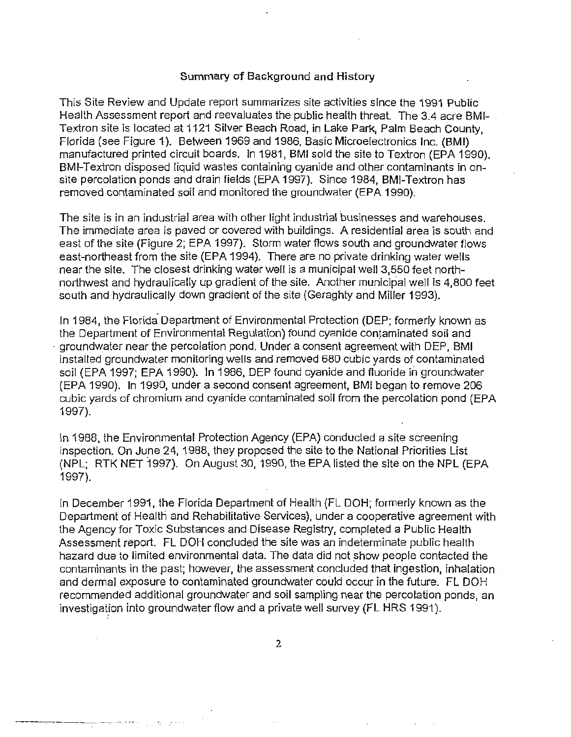## Summary of Background and History

This Site Review and Update report summarizes site activities since the 1991 Public Health Assessment report and reevaluates the public health threat. The 3.4 acre BMI-Textron site is located at 1121 Silver Beach Road, in Lake Park, Palm Beach County, Florida (see Figure 1). Between 1969 and 1986, Basic Microelectronics Inc. (BMI) manufactured printed circuit boards. In 1981, BMI sold the site to Textron (EPA 1990). BMI-Textron disposed liquid wastes containing cyanide and other contaminants in on-site percolation ponds and drain fields (EPA 1997). Since 1984, BMI-Textron has removed contaminated soil and monitored the groundwater (EPA 1990).

The site is in an industrial area with other light industrial businesses and warehouses. The immediate area is paved or covered with buildings. A residential area is south and east of the site (Figure 2; EPA 1997). Storm water flows south and groundwater flows east-northeast from the site (EPA 1994). There are no private drinking water wells near the site. The closest drinking water well is a municipal well 3,550 feet north-northwest and hydraulically up gradient of the site. Another municipal well is 4,800 feet south and hydraulically down gradient of the site (Geraghty and Miller 1993).

In 1984, the Florida Department of Environmental Protection (DEP; formerly known as the Department of Environmental Regulation) found cyanide contaminated soil and groundwater near the percolation pond. Under a consent agreement with DEP, BMI installed groundwater monitoring wells and removed 680 cubic yards of contaminated soil (EPA 1997; EPA 1990). In 1986, DEP found cyanide and fluoride in groundwater (EPA 1990). In 1990, under a second consent agreement, BMI began to remove 206 cubic yards of chromium and cyanide contaminated soil from the percolation pond (EPA 1997).

In 1988, the Environmental Protection Agency (EPA) conducted a site screening inspection. On June 24, 1988, they proposed the site to the National Priorities List (NPL; RTK NET 1997). On August 30, 1990, the EPA listed the site on the NPL (EPA 1997).

In December 1991, the Florida Department of Health (FL DOH; formerly known as the Department of Health and Rehabilitative Services), under a cooperative agreement with the Agency for Toxic Substances and Disease Registry, completed a Public Health Assessment report. FL DOH concluded the site was an indeterminate public health hazard due to limited environmental data. The data did not show people contacted the contaminants in the past; however, the assessment concluded that ingestion, inhalation and dermal exposure to contaminated groundwater could occur in the future. FL DOH recommended additional groundwater and soil sampling near the percolation ponds, an investigation into groundwater flow and a private well survey (FL HRS 1991).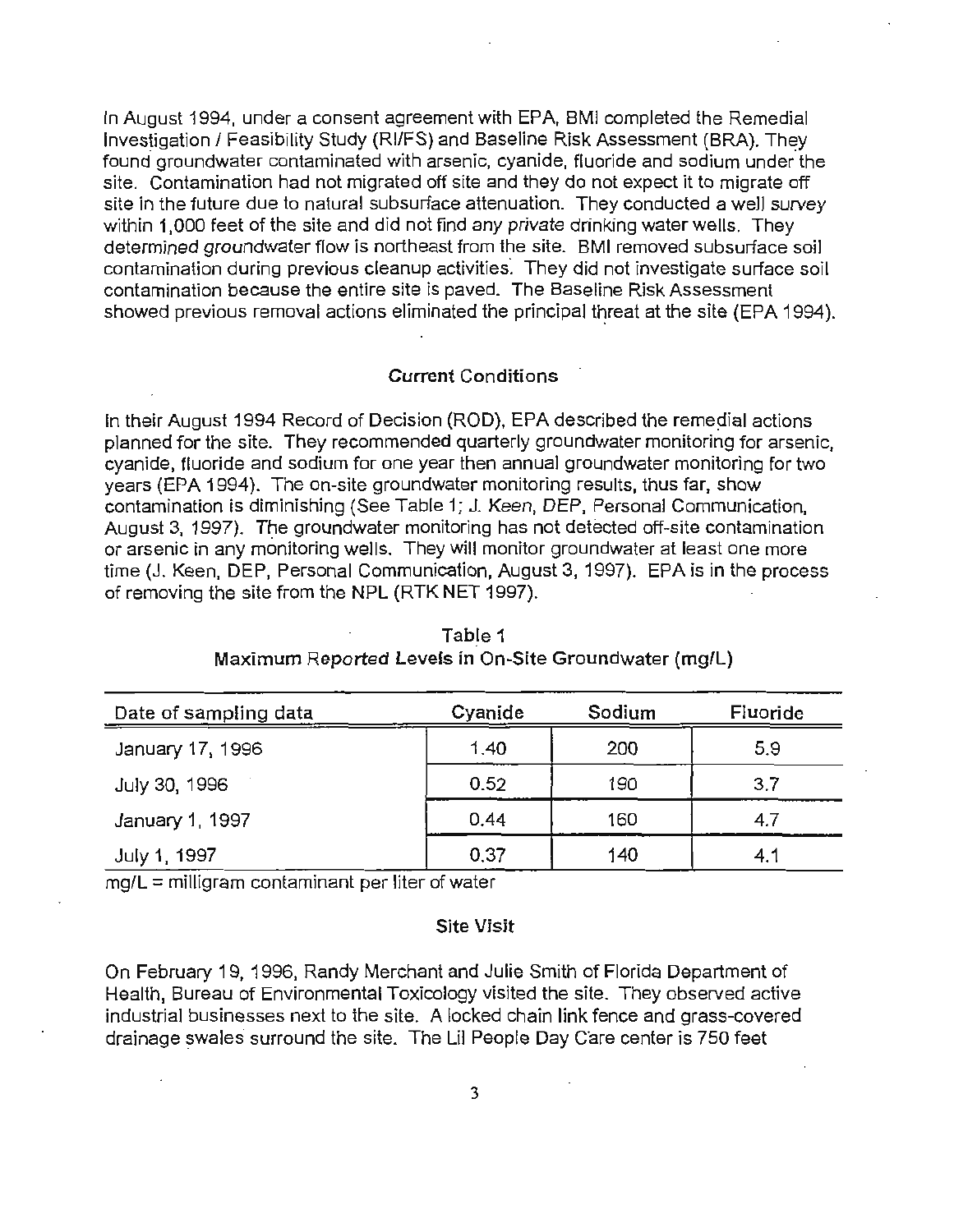In August 1994, under a consent agreement with EPA, BMI completed the Remedial Investigation / Feasibility Study (RI/FS) and Baseline Risk Assessment (BRA). They found groundwater contaminated with arsenic, cyanide, fluoride and sodium under the site. Contamination had not migrated off site and they do not expect it to migrate off site in the future due to natural subsurface attenuation. They conducted a well survey within 1,000 feet of the site and did not find any private drinking water wells. They determined groundwater flow is northeast from the site. BMI removed subsurface soil contamination during previous cleanup activities. They did not investigate surface soil contamination because the entire site is paved. The Baseline Risk Assessment showed previous removal actions eliminated the principal threat at the site (EPA 1994).

### Current Conditions

In their August 1994 Record of Decision (ROD), EPA described the remedial actions planned for the site. They recommended quarterly groundwater monitoring for arsenic, cyanide, fluoride and sodium for one year then annual groundwater monitoring for two years (EPA 1994). The on-site groundwater monitoring results, thus far, show contamination is diminishing (See Table 1; J. Keen, DEP, Personal Communication, August 3, 1997). The groundwater monitoring has not detected off-site contamination or arsenic in any monitoring wells. They will monitor groundwater at least one more time (J. Keen, DEP, Personal Communication, August 3, 1997). EPA is in the process of removing the site from the NPL (RTK NET 1997).

**Table 1**
**Maximum Reported Levels in On-Site Groundwater (mg/L)**

| Date of sampling data | Cyanide | Sodium | Fluoride |
|---|---|---|---|
| January 17, 1996 | 1.40 | 200 | 5.9 |
| July 30, 1996 | 0.52 | 190 | 3.7 |
| January 1, 1997 | 0.44 | 160 | 4.7 |
| July 1, 1997 | 0.37 | 140 | 4.1 |

mg/L = milligram contaminant per liter of water

### Site Visit

On February 19, 1996, Randy Merchant and Julie Smith of Florida Department of Health, Bureau of Environmental Toxicology visited the site. They observed active industrial businesses next to the site. A locked chain link fence and grass-covered drainage swales surround the site. The Lil People Day Care center is 750 feet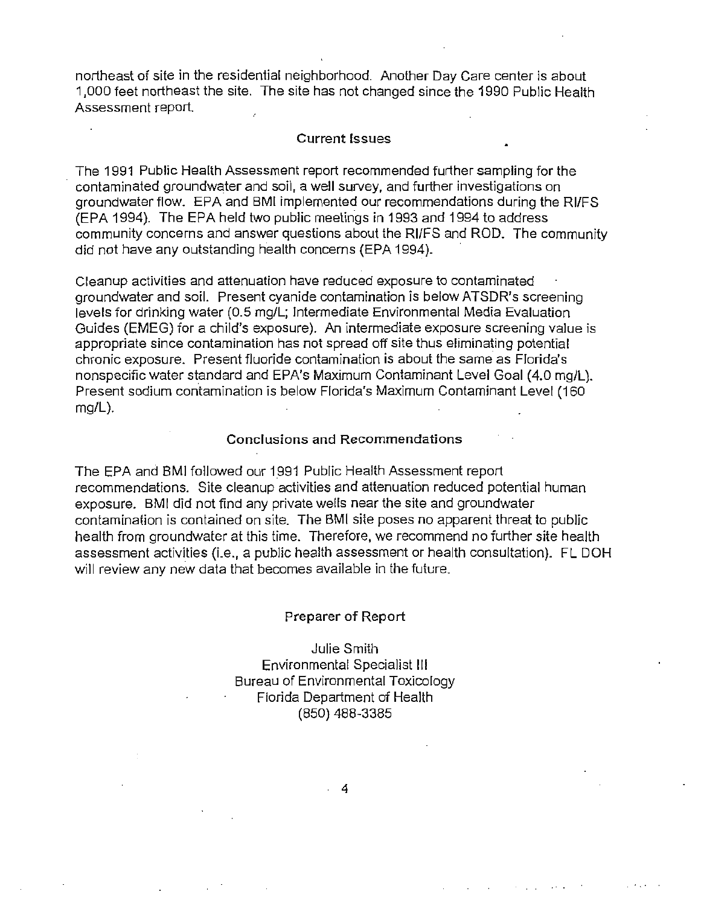northeast of site in the residential neighborhood. Another Day Care center is about 1,000 feet northeast the site. The site has not changed since the 1990 Public Health Assessment report.

## Current Issues

The 1991 Public Health Assessment report recommended further sampling for the contaminated groundwater and soil, a well survey, and further investigations on groundwater flow. EPA and BMI implemented our recommendations during the RI/FS (EPA 1994). The EPA held two public meetings in 1993 and 1994 to address community concerns and answer questions about the RI/FS and ROD. The community did not have any outstanding health concerns (EPA 1994).

Cleanup activities and attenuation have reduced exposure to contaminated groundwater and soil. Present cyanide contamination is below ATSDR's screening levels for drinking water (0.5 mg/L; Intermediate Environmental Media Evaluation Guides (EMEG) for a child's exposure). An intermediate exposure screening value is appropriate since contamination has not spread off site thus eliminating potential chronic exposure. Present fluoride contamination is about the same as Florida's nonspecific water standard and EPA's Maximum Contaminant Level Goal (4.0 mg/L). Present sodium contamination is below Florida's Maximum Contaminant Level (160 mg/L).

## Conclusions and Recommendations

The EPA and BMI followed our 1991 Public Health Assessment report recommendations. Site cleanup activities and attenuation reduced potential human exposure. BMI did not find any private wells near the site and groundwater contamination is contained on site. The BMI site poses no apparent threat to public health from groundwater at this time. Therefore, we recommend no further site health assessment activities (i.e., a public health assessment or health consultation). FL DOH will review any new data that becomes available in the future.

## Preparer of Report

Julie Smith
Environmental Specialist III
Bureau of Environmental Toxicology
Florida Department of Health
(850) 488-3385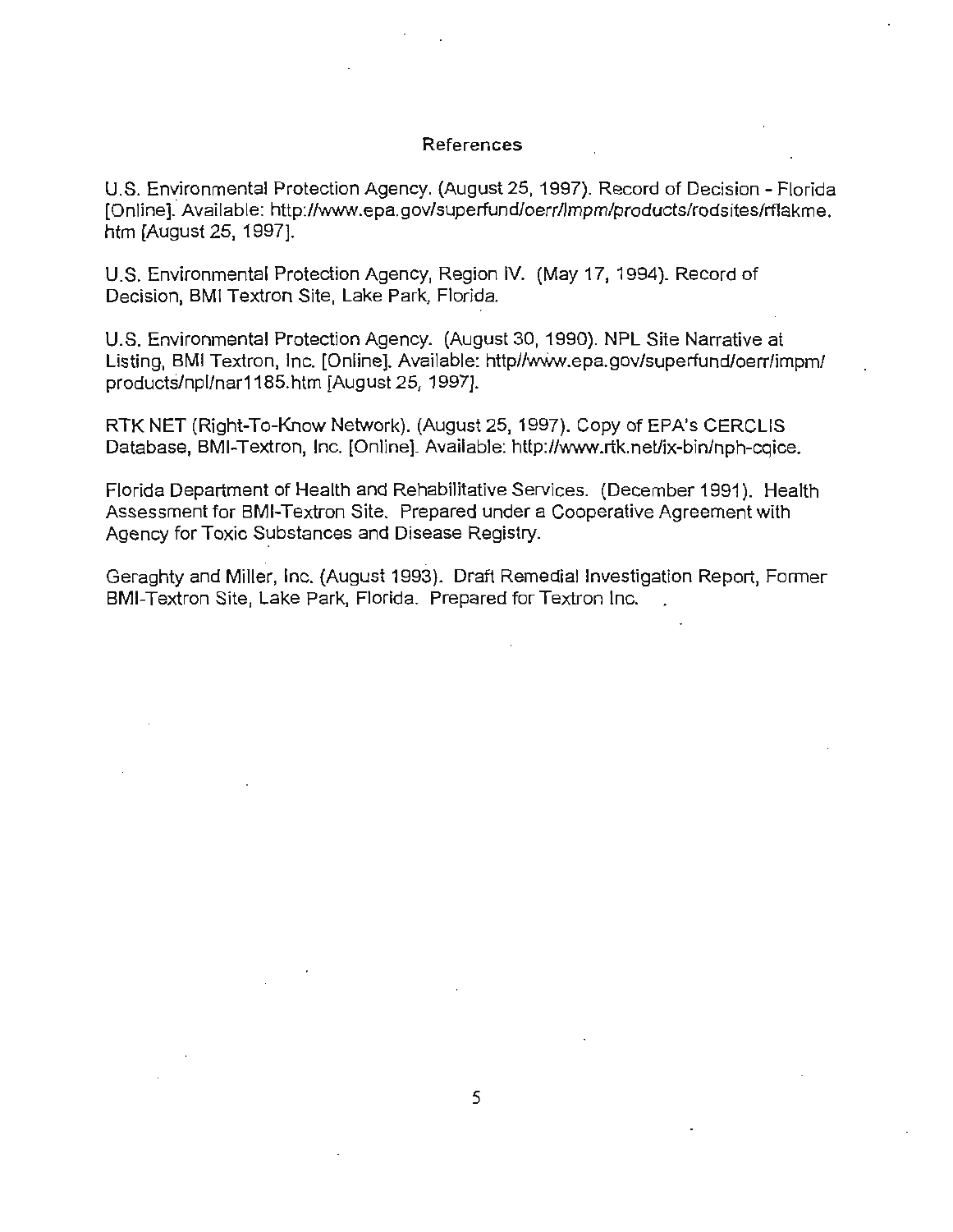# References

U.S. Environmental Protection Agency. (August 25, 1997). Record of Decision - Florida [Online]. Available: http://www.epa.gov/superfund/oerr/impm/products/rodsites/rflakme.htm [August 25, 1997].

U.S. Environmental Protection Agency, Region IV. (May 17, 1994). Record of Decision, BMI Textron Site, Lake Park, Florida.

U.S. Environmental Protection Agency. (August 30, 1990). NPL Site Narrative at Listing, BMI Textron, Inc. [Online]. Available: http//www.epa.gov/superfund/oerr/impm/products/npl/nar1185.htm [August 25, 1997].

RTK NET (Right-To-Know Network). (August 25, 1997). Copy of EPA's CERCLIS Database, BMI-Textron, Inc. [Online]. Available: http://www.rtk.net/ix-bin/nph-cqice.

Florida Department of Health and Rehabilitative Services. (December 1991). Health Assessment for BMI-Textron Site. Prepared under a Cooperative Agreement with Agency for Toxic Substances and Disease Registry.

Geraghty and Miller, Inc. (August 1993). Draft Remedial Investigation Report, Former BMI-Textron Site, Lake Park, Florida. Prepared for Textron Inc.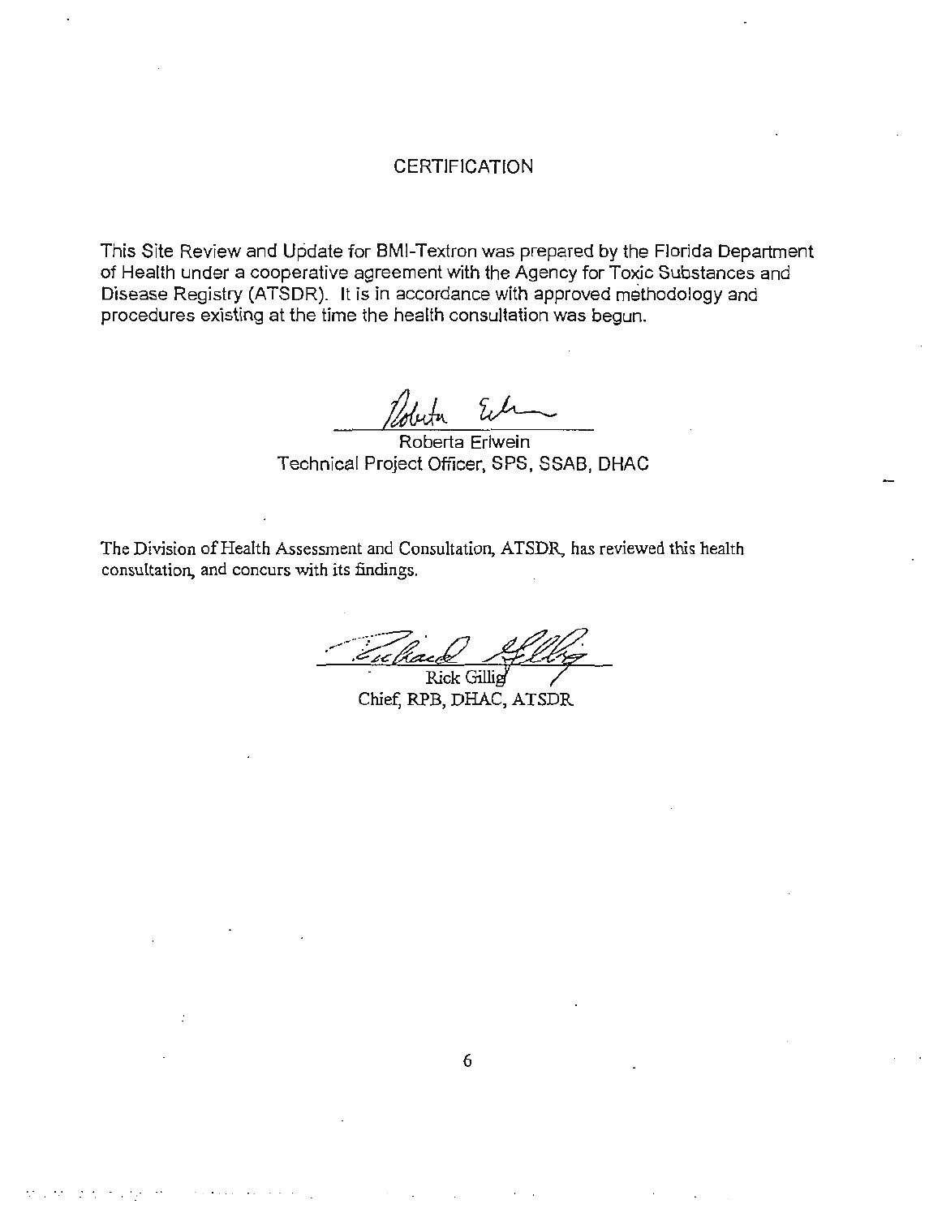# CERTIFICATION

This Site Review and Update for BMI-Textron was prepared by the Florida Department of Health under a cooperative agreement with the Agency for Toxic Substances and Disease Registry (ATSDR). It is in accordance with approved methodology and procedures existing at the time the health consultation was begun.

Roberta Erlwein
Technical Project Officer, SPS, SSAB, DHAC

The Division of Health Assessment and Consultation, ATSDR, has reviewed this health consultation, and concurs with its findings.

Rick Gillig
Chief, RPB, DHAC, ATSDR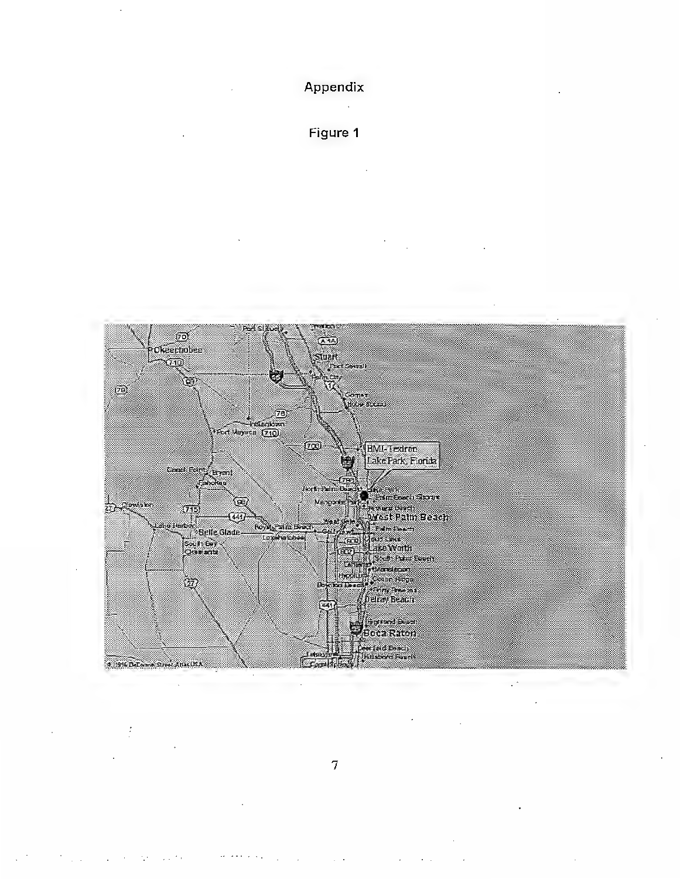# Appendix

## Figure 1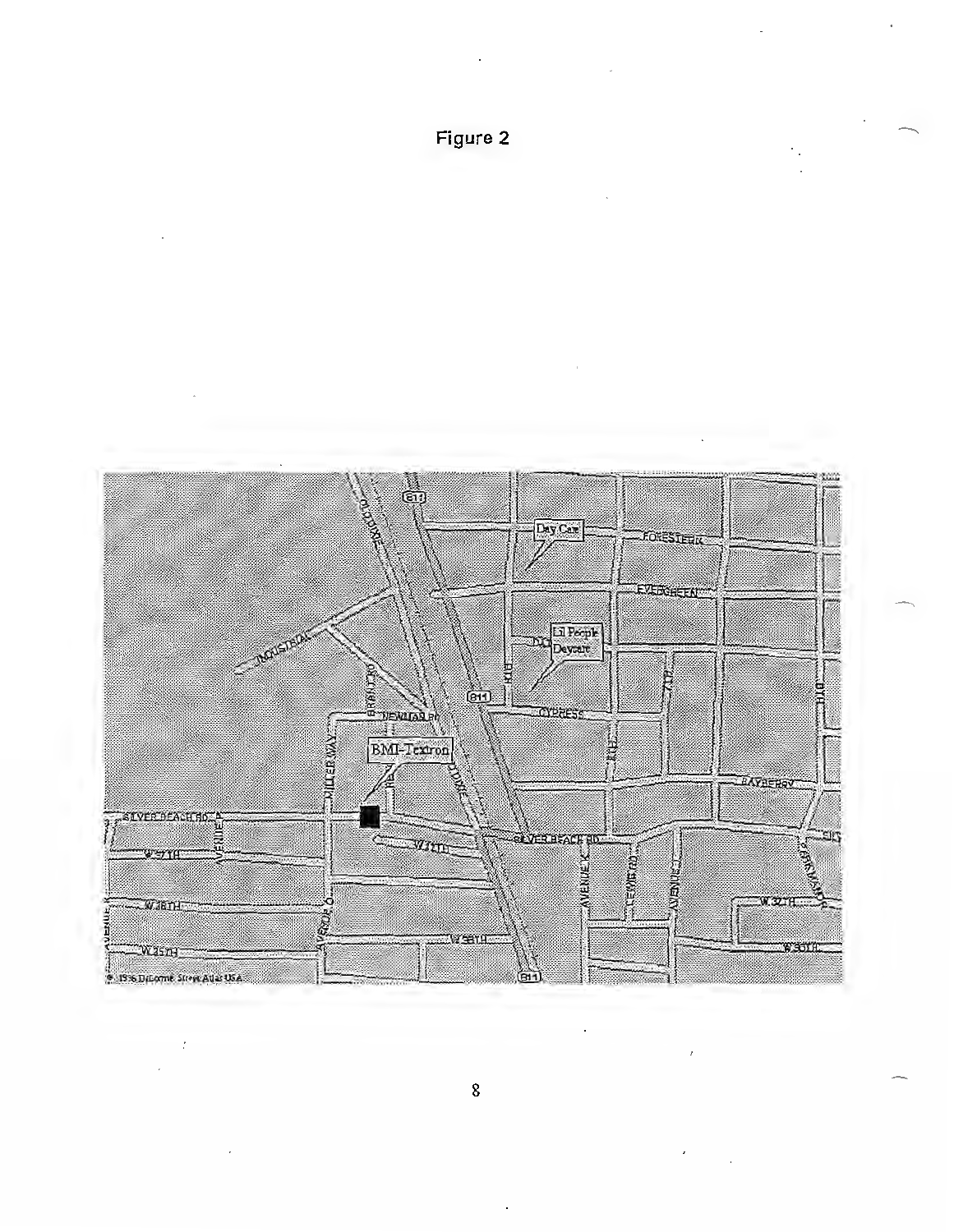Figure 2

BMI-Textron

Day Care

Lil People Daycare

SILVER BEACH RD

W 37TH

W 38TH

W 35TH

AVENUE O

DILLER WAY

INDUSTRIAL

OLD DIXIE

811

FORESTERIA

EVERGREEN

CYPRESS

BAYBERRY

SILVER BEACH RD

W 37TH

W 38TH

AVENUE K

AVENUE J

W 32TH

W 30TH

© 1996 DeLorme Street Atlas USA